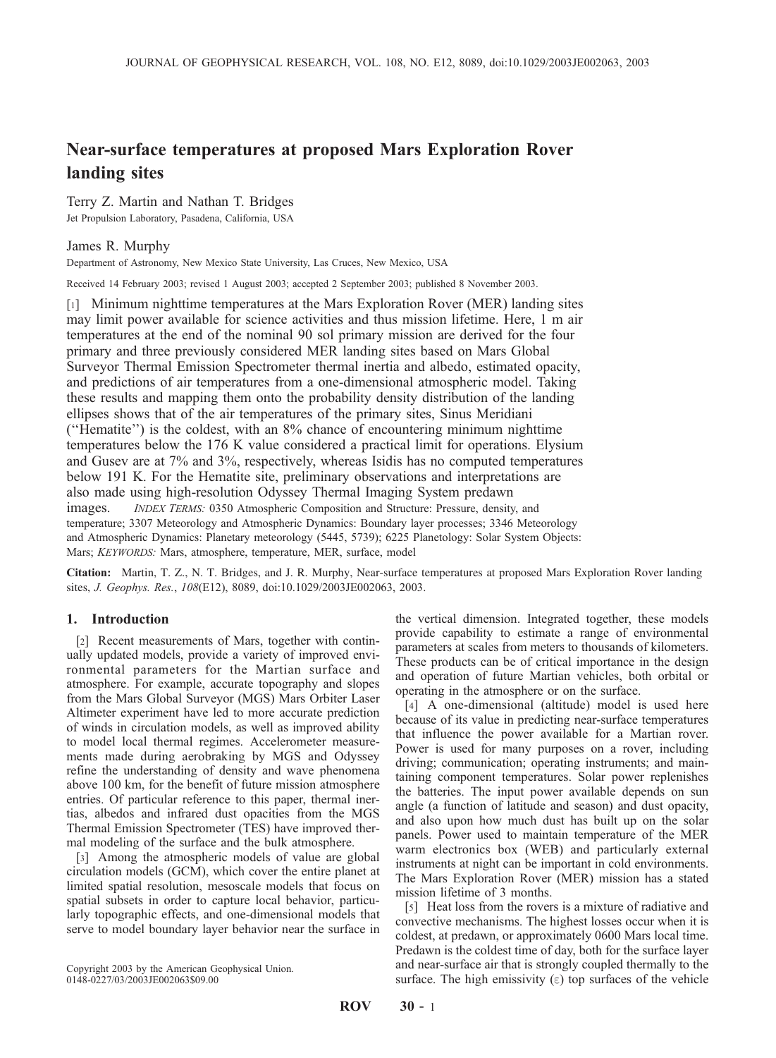# Near-surface temperatures at proposed Mars Exploration Rover landing sites

Terry Z. Martin and Nathan T. Bridges

Jet Propulsion Laboratory, Pasadena, California, USA

James R. Murphy

Department of Astronomy, New Mexico State University, Las Cruces, New Mexico, USA

Received 14 February 2003; revised 1 August 2003; accepted 2 September 2003; published 8 November 2003.

[1] Minimum nighttime temperatures at the Mars Exploration Rover (MER) landing sites may limit power available for science activities and thus mission lifetime. Here, 1 m air temperatures at the end of the nominal 90 sol primary mission are derived for the four primary and three previously considered MER landing sites based on Mars Global Surveyor Thermal Emission Spectrometer thermal inertia and albedo, estimated opacity, and predictions of air temperatures from a one-dimensional atmospheric model. Taking these results and mapping them onto the probability density distribution of the landing ellipses shows that of the air temperatures of the primary sites, Sinus Meridiani ("Hematite") is the coldest, with an 8% chance of encountering minimum nighttime temperatures below the 176 K value considered a practical limit for operations. Elysium and Gusev are at 7% and 3%, respectively, whereas Isidis has no computed temperatures below 191 K. For the Hematite site, preliminary observations and interpretations are also made using high-resolution Odyssey Thermal Imaging System predawn images. *INDEX TERMS:* 0350 Atmospheric Composition and Structure: Pressure, density, and temperature; 3307 Meteorology and Atmospheric Dynamics: Boundary layer processes; 3346 Meteorology and Atmospheric Dynamics: Planetary meteorology (5445, 5739); 6225 Planetology: Solar System Objects: Mars; *KEYWORDS:* Mars, atmosphere, temperature, MER, surface, model

**Citation:** Martin, T. Z., N. T. Bridges, and J. R. Murphy, Near-surface temperatures at proposed Mars Exploration Rover landing sites, *J. Geophys. Res.*, *108*(E12), 8089, doi:10.1029/2003JE002063, 2003.

## 1. Introduction

[2] Recent measurements of Mars, together with continually updated models, provide a variety of improved environmental parameters for the Martian surface and atmosphere. For example, accurate topography and slopes from the Mars Global Surveyor (MGS) Mars Orbiter Laser Altimeter experiment have led to more accurate prediction of winds in circulation models, as well as improved ability to model local thermal regimes. Accelerometer measurements made during aerobraking by MGS and Odyssey refine the understanding of density and wave phenomena above 100 km, for the benefit of future mission atmosphere entries. Of particular reference to this paper, thermal inertias, albedos and infrared dust opacities from the MGS Thermal Emission Spectrometer (TES) have improved thermal modeling of the surface and the bulk atmosphere.

[3] Among the atmospheric models of value are global circulation models (GCM), which cover the entire planet at limited spatial resolution, mesoscale models that focus on spatial subsets in order to capture local behavior, particularly topographic effects, and one-dimensional models that serve to model boundary layer behavior near the surface in the vertical dimension. Integrated together, these models provide capability to estimate a range of environmental parameters at scales from meters to thousands of kilometers. These products can be of critical importance in the design and operation of future Martian vehicles, both orbital or operating in the atmosphere or on the surface.

[4] A one-dimensional (altitude) model is used here because of its value in predicting near-surface temperatures that influence the power available for a Martian rover. Power is used for many purposes on a rover, including driving; communication; operating instruments; and maintaining component temperatures. Solar power replenishes the batteries. The input power available depends on sun angle (a function of latitude and season) and dust opacity, and also upon how much dust has built up on the solar panels. Power used to maintain temperature of the MER warm electronics box (WEB) and particularly external instruments at night can be important in cold environments. The Mars Exploration Rover (MER) mission has a stated mission lifetime of 3 months.

[5] Heat loss from the rovers is a mixture of radiative and convective mechanisms. The highest losses occur when it is coldest, at predawn, or approximately 0600 Mars local time. Predawn is the coldest time of day, both for the surface layer and near-surface air that is strongly coupled thermally to the surface. The high emissivity ($\varepsilon$) top surfaces of the vehicle

Copyright 2003 by the American Geophysical Union.
0148-0227/03/2003JE002063$09.00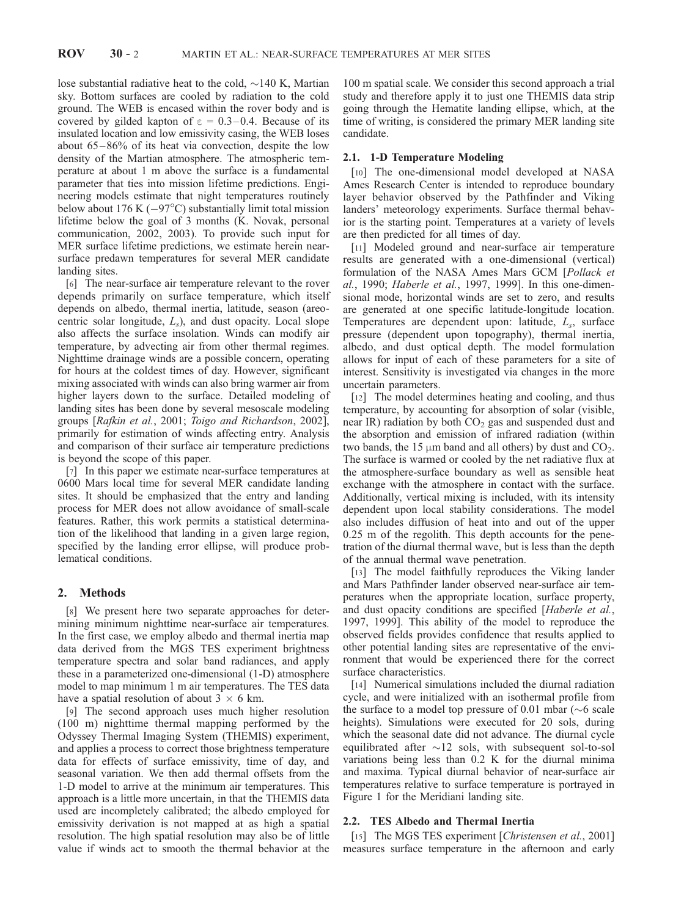lose substantial radiative heat to the cold, ~140 K, Martian sky. Bottom surfaces are cooled by radiation to the cold ground. The WEB is encased within the rover body and is covered by gilded kapton of $\varepsilon = 0.3–0.4$. Because of its insulated location and low emissivity casing, the WEB loses about 65–86% of its heat via convection, despite the low density of the Martian atmosphere. The atmospheric temperature at about 1 m above the surface is a fundamental parameter that ties into mission lifetime predictions. Engineering models estimate that night temperatures routinely below about 176 K (−97°C) substantially limit total mission lifetime below the goal of 3 months (K. Novak, personal communication, 2002, 2003). To provide such input for MER surface lifetime predictions, we estimate herein near-surface predawn temperatures for several MER candidate landing sites.

[6] The near-surface air temperature relevant to the rover depends primarily on surface temperature, which itself depends on albedo, thermal inertia, latitude, season (areocentric solar longitude, $L_s$), and dust opacity. Local slope also affects the surface insolation. Winds can modify air temperature, by advecting air from other thermal regimes. Nighttime drainage winds are a possible concern, operating for hours at the coldest times of day. However, significant mixing associated with winds can also bring warmer air from higher layers down to the surface. Detailed modeling of landing sites has been done by several mesoscale modeling groups [*Rafkin et al.*, 2001; *Toigo and Richardson*, 2002], primarily for estimation of winds affecting entry. Analysis and comparison of their surface air temperature predictions is beyond the scope of this paper.

[7] In this paper we estimate near-surface temperatures at 0600 Mars local time for several MER candidate landing sites. It should be emphasized that the entry and landing process for MER does not allow avoidance of small-scale features. Rather, this work permits a statistical determination of the likelihood that landing in a given large region, specified by the landing error ellipse, will produce problematical conditions.

## 2. Methods

[8] We present here two separate approaches for determining minimum nighttime near-surface air temperatures. In the first case, we employ albedo and thermal inertia map data derived from the MGS TES experiment brightness temperature spectra and solar band radiances, and apply these in a parameterized one-dimensional (1-D) atmosphere model to map minimum 1 m air temperatures. The TES data have a spatial resolution of about 3 × 6 km.

[9] The second approach uses much higher resolution (100 m) nighttime thermal mapping performed by the Odyssey Thermal Imaging System (THEMIS) experiment, and applies a process to correct those brightness temperature data for effects of surface emissivity, time of day, and seasonal variation. We then add thermal offsets from the 1-D model to arrive at the minimum air temperatures. This approach is a little more uncertain, in that the THEMIS data used are incompletely calibrated; the albedo employed for emissivity derivation is not mapped at as high a spatial resolution. The high spatial resolution may also be of little value if winds act to smooth the thermal behavior at the 100 m spatial scale. We consider this second approach a trial study and therefore apply it to just one THEMIS data strip going through the Hematite landing ellipse, which, at the time of writing, is considered the primary MER landing site candidate.

### 2.1. 1-D Temperature Modeling

[10] The one-dimensional model developed at NASA Ames Research Center is intended to reproduce boundary layer behavior observed by the Pathfinder and Viking landers' meteorology experiments. Surface thermal behavior is the starting point. Temperatures at a variety of levels are then predicted for all times of day.

[11] Modeled ground and near-surface air temperature results are generated with a one-dimensional (vertical) formulation of the NASA Ames Mars GCM [*Pollack et al.*, 1990; *Haberle et al.*, 1997, 1999]. In this one-dimensional mode, horizontal winds are set to zero, and results are generated at one specific latitude-longitude location. Temperatures are dependent upon: latitude, $L_s$, surface pressure (dependent upon topography), thermal inertia, albedo, and dust optical depth. The model formulation allows for input of each of these parameters for a site of interest. Sensitivity is investigated via changes in the more uncertain parameters.

[12] The model determines heating and cooling, and thus temperature, by accounting for absorption of solar (visible, near IR) radiation by both $CO_2$ gas and suspended dust and the absorption and emission of infrared radiation (within two bands, the 15 μm band and all others) by dust and $CO_2$. The surface is warmed or cooled by the net radiative flux at the atmosphere-surface boundary as well as sensible heat exchange with the atmosphere in contact with the surface. Additionally, vertical mixing is included, with its intensity dependent upon local stability considerations. The model also includes diffusion of heat into and out of the upper 0.25 m of the regolith. This depth accounts for the penetration of the diurnal thermal wave, but is less than the depth of the annual thermal wave penetration.

[13] The model faithfully reproduces the Viking lander and Mars Pathfinder lander observed near-surface air temperatures when the appropriate location, surface property, and dust opacity conditions are specified [*Haberle et al.*, 1997, 1999]. This ability of the model to reproduce the observed fields provides confidence that results applied to other potential landing sites are representative of the environment that would be experienced there for the correct surface characteristics.

[14] Numerical simulations included the diurnal radiation cycle, and were initialized with an isothermal profile from the surface to a model top pressure of 0.01 mbar (~6 scale heights). Simulations were executed for 20 sols, during which the seasonal date did not advance. The diurnal cycle equilibrated after ~12 sols, with subsequent sol-to-sol variations being less than 0.2 K for the diurnal minima and maxima. Typical diurnal behavior of near-surface air temperatures relative to surface temperature is portrayed in Figure 1 for the Meridiani landing site.

### 2.2. TES Albedo and Thermal Inertia

[15] The MGS TES experiment [*Christensen et al.*, 2001] measures surface temperature in the afternoon and early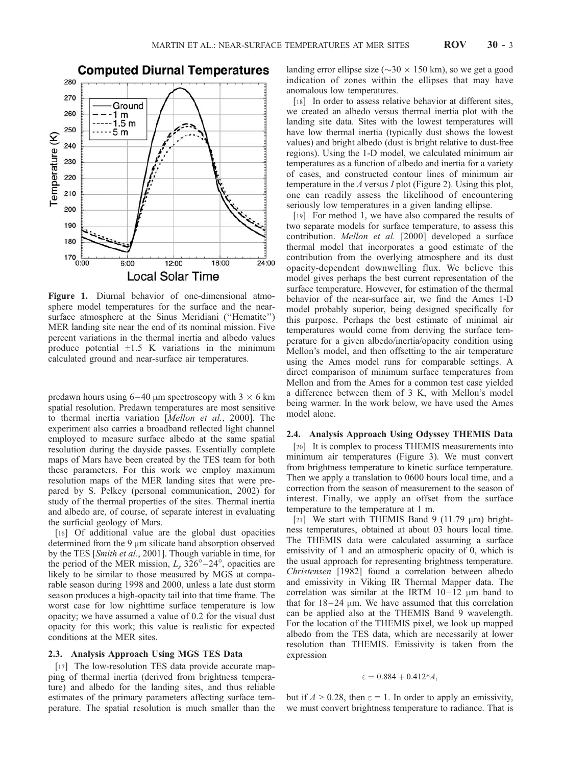**Figure 1.** Diurnal behavior of one-dimensional atmosphere model temperatures for the surface and the near-surface atmosphere at the Sinus Meridiani ("Hematite") MER landing site near the end of its nominal mission. Five percent variations in the thermal inertia and albedo values produce potential ±1.5 K variations in the minimum calculated ground and near-surface air temperatures.

predawn hours using 6–40 μm spectroscopy with 3 × 6 km spatial resolution. Predawn temperatures are most sensitive to thermal inertia variation [*Mellon et al.*, 2000]. The experiment also carries a broadband reflected light channel employed to measure surface albedo at the same spatial resolution during the dayside passes. Essentially complete maps of Mars have been created by the TES team for both these parameters. For this work we employ maximum resolution maps of the MER landing sites that were prepared by S. Pelkey (personal communication, 2002) for study of the thermal properties of the sites. Thermal inertia and albedo are, of course, of separate interest in evaluating the surficial geology of Mars.

[16] Of additional value are the global dust opacities determined from the 9 μm silicate band absorption observed by the TES [*Smith et al.*, 2001]. Though variable in time, for the period of the MER mission, $L_s$ 326°–24°, opacities are likely to be similar to those measured by MGS at comparable season during 1998 and 2000, unless a late dust storm season produces a high-opacity tail into that time frame. The worst case for low nighttime surface temperature is low opacity; we have assumed a value of 0.2 for the visual dust opacity for this work; this value is realistic for expected conditions at the MER sites.

### 2.3. Analysis Approach Using MGS TES Data

[17] The low-resolution TES data provide accurate mapping of thermal inertia (derived from brightness temperature) and albedo for the landing sites, and thus reliable estimates of the primary parameters affecting surface temperature. The spatial resolution is much smaller than the landing error ellipse size (~30 × 150 km), so we get a good indication of zones within the ellipses that may have anomalous low temperatures.

[18] In order to assess relative behavior at different sites, we created an albedo versus thermal inertia plot with the landing site data. Sites with the lowest temperatures will have low thermal inertia (typically dust shows the lowest values) and bright albedo (dust is bright relative to dust-free regions). Using the 1-D model, we calculated minimum air temperatures as a function of albedo and inertia for a variety of cases, and constructed contour lines of minimum air temperature in the *A* versus *I* plot (Figure 2). Using this plot, one can readily assess the likelihood of encountering seriously low temperatures in a given landing ellipse.

[19] For method 1, we have also compared the results of two separate models for surface temperature, to assess this contribution. *Mellon et al.* [2000] developed a surface thermal model that incorporates a good estimate of the contribution from the overlying atmosphere and its dust opacity-dependent downwelling flux. We believe this model gives perhaps the best current representation of the surface temperature. However, for estimation of the thermal behavior of the near-surface air, we find the Ames 1-D model probably superior, being designed specifically for this purpose. Perhaps the best estimate of minimal air temperatures would come from deriving the surface temperature for a given albedo/inertia/opacity condition using Mellon's model, and then offsetting to the air temperature using the Ames model runs for comparable settings. A direct comparison of minimum surface temperatures from Mellon and from the Ames for a common test case yielded a difference between them of 3 K, with Mellon's model being warmer. In the work below, we have used the Ames model alone.

### 2.4. Analysis Approach Using Odyssey THEMIS Data

[20] It is complex to process THEMIS measurements into minimum air temperatures (Figure 3). We must convert from brightness temperature to kinetic surface temperature. Then we apply a translation to 0600 hours local time, and a correction from the season of measurement to the season of interest. Finally, we apply an offset from the surface temperature to the temperature at 1 m.

[21] We start with THEMIS Band 9 (11.79 μm) brightness temperatures, obtained at about 03 hours local time. The THEMIS data were calculated assuming a surface emissivity of 1 and an atmospheric opacity of 0, which is the usual approach for representing brightness temperature. *Christensen* [1982] found a correlation between albedo and emissivity in Viking IR Thermal Mapper data. The correlation was similar at the IRTM 10–12 μm band to that for 18–24 μm. We have assumed that this correlation can be applied also at the THEMIS Band 9 wavelength. For the location of the THEMIS pixel, we look up mapped albedo from the TES data, which are necessarily at lower resolution than THEMIS. Emissivity is taken from the expression

$$\varepsilon = 0.884 + 0.412*A,$$

but if $A > 0.28$, then $\varepsilon = 1$. In order to apply an emissivity, we must convert brightness temperature to radiance. That is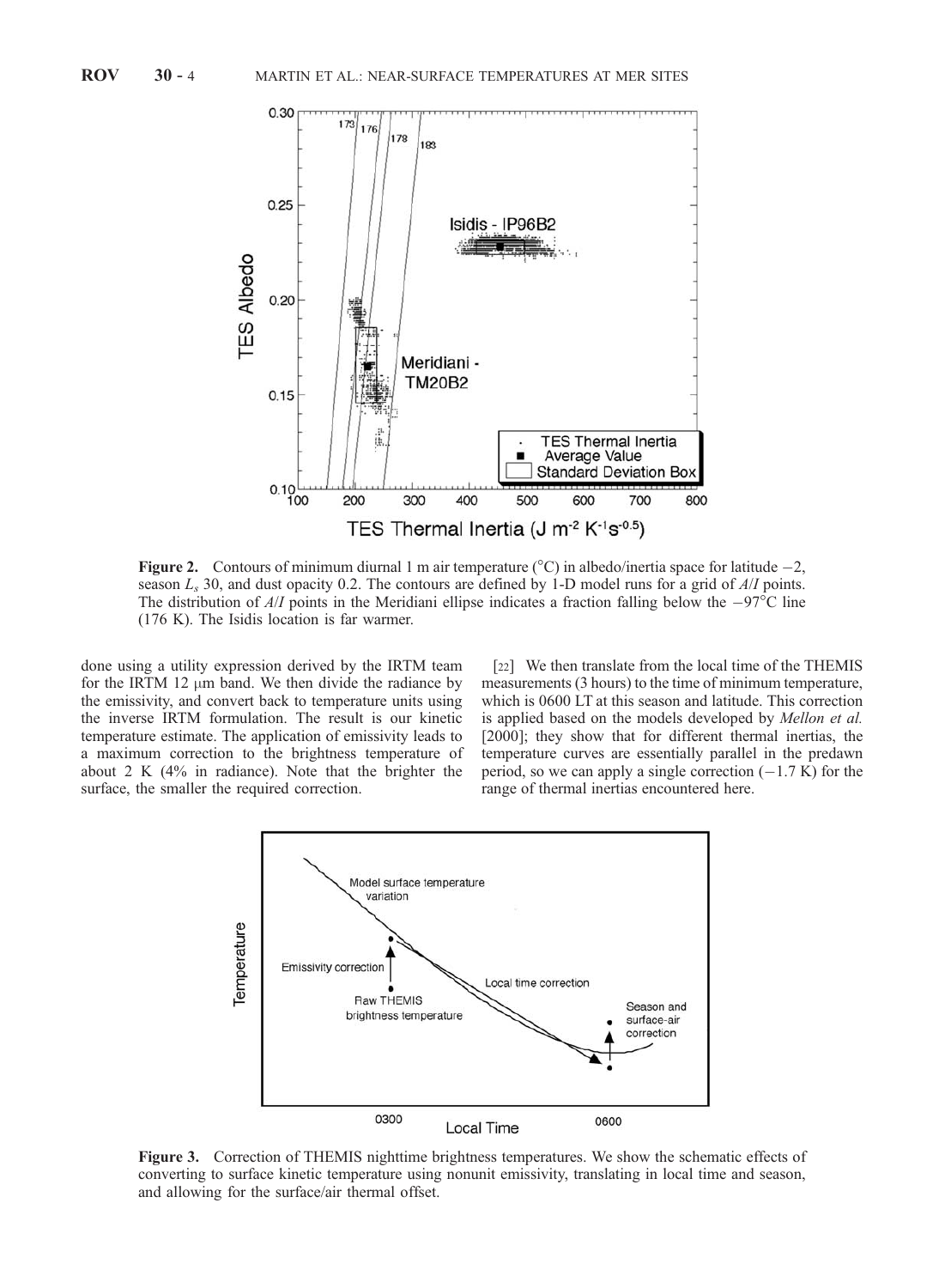**Figure 2.** Contours of minimum diurnal 1 m air temperature (°C) in albedo/inertia space for latitude −2, season $L_s$ 30, and dust opacity 0.2. The contours are defined by 1-D model runs for a grid of *A*/*I* points. The distribution of *A*/*I* points in the Meridiani ellipse indicates a fraction falling below the −97°C line (176 K). The Isidis location is far warmer.

done using a utility expression derived by the IRTM team for the IRTM 12 μm band. We then divide the radiance by the emissivity, and convert back to temperature units using the inverse IRTM formulation. The result is our kinetic temperature estimate. The application of emissivity leads to a maximum correction to the brightness temperature of about 2 K (4% in radiance). Note that the brighter the surface, the smaller the required correction.

[22] We then translate from the local time of the THEMIS measurements (3 hours) to the time of minimum temperature, which is 0600 LT at this season and latitude. This correction is applied based on the models developed by *Mellon et al.* [2000]; they show that for different thermal inertias, the temperature curves are essentially parallel in the predawn period, so we can apply a single correction (−1.7 K) for the range of thermal inertias encountered here.

**Figure 3.** Correction of THEMIS nighttime brightness temperatures. We show the schematic effects of converting to surface kinetic temperature using nonunit emissivity, translating in local time and season, and allowing for the surface/air thermal offset.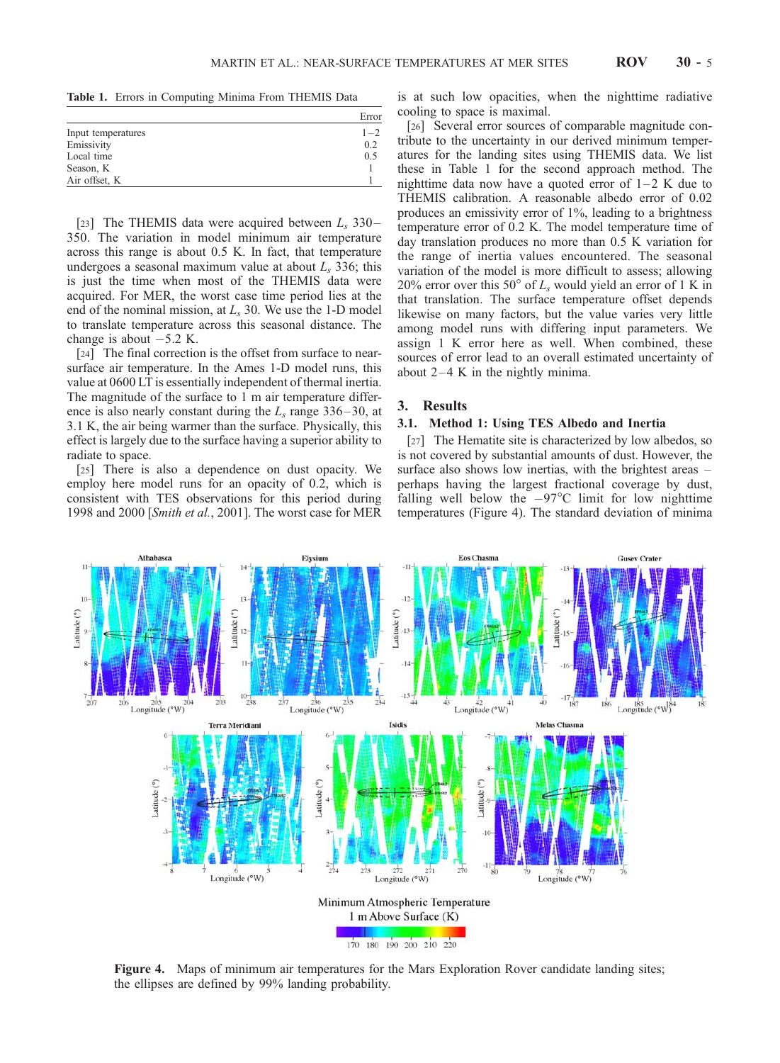**Table 1.** Errors in Computing Minima From THEMIS Data

| | Error |
|---|---|
| Input temperatures | 1–2 |
| Emissivity | 0.2 |
| Local time | 0.5 |
| Season, K | 1 |
| Air offset, K | 1 |

[23] The THEMIS data were acquired between $L_s$ 330–350. The variation in model minimum air temperature across this range is about 0.5 K. In fact, that temperature undergoes a seasonal maximum value at about $L_s$ 336; this is just the time when most of the THEMIS data were acquired. For MER, the worst case time period lies at the end of the nominal mission, at $L_s$ 30. We use the 1-D model to translate temperature across this seasonal distance. The change is about −5.2 K.

[24] The final correction is the offset from surface to near-surface air temperature. In the Ames 1-D model runs, this value at 0600 LT is essentially independent of thermal inertia. The magnitude of the surface to 1 m air temperature difference is also nearly constant during the $L_s$ range 336–30, at 3.1 K, the air being warmer than the surface. Physically, this effect is largely due to the surface having a superior ability to radiate to space.

[25] There is also a dependence on dust opacity. We employ here model runs for an opacity of 0.2, which is consistent with TES observations for this period during 1998 and 2000 [*Smith et al.*, 2001]. The worst case for MER is at such low opacities, when the nighttime radiative cooling to space is maximal.

[26] Several error sources of comparable magnitude contribute to the uncertainty in our derived minimum temperatures for the landing sites using THEMIS data. We list these in Table 1 for the second approach method. The nighttime data now have a quoted error of 1–2 K due to THEMIS calibration. A reasonable albedo error of 0.02 produces an emissivity error of 1%, leading to a brightness temperature error of 0.2 K. The model temperature time of day translation produces no more than 0.5 K variation for the range of inertia values encountered. The seasonal variation of the model is more difficult to assess; allowing 20% error over this 50° of $L_s$ would yield an error of 1 K in that translation. The surface temperature offset depends likewise on many factors, but the value varies very little among model runs with differing input parameters. We assign 1 K error here as well. When combined, these sources of error lead to an overall estimated uncertainty of about 2–4 K in the nightly minima.

## 3. Results

### 3.1. Method 1: Using TES Albedo and Inertia

[27] The Hematite site is characterized by low albedos, so is not covered by substantial amounts of dust. However, the surface also shows low inertias, with the brightest areas – perhaps having the largest fractional coverage by dust, falling well below the −97°C limit for low nighttime temperatures (Figure 4). The standard deviation of minima

**Figure 4.** Maps of minimum air temperatures for the Mars Exploration Rover candidate landing sites; the ellipses are defined by 99% landing probability.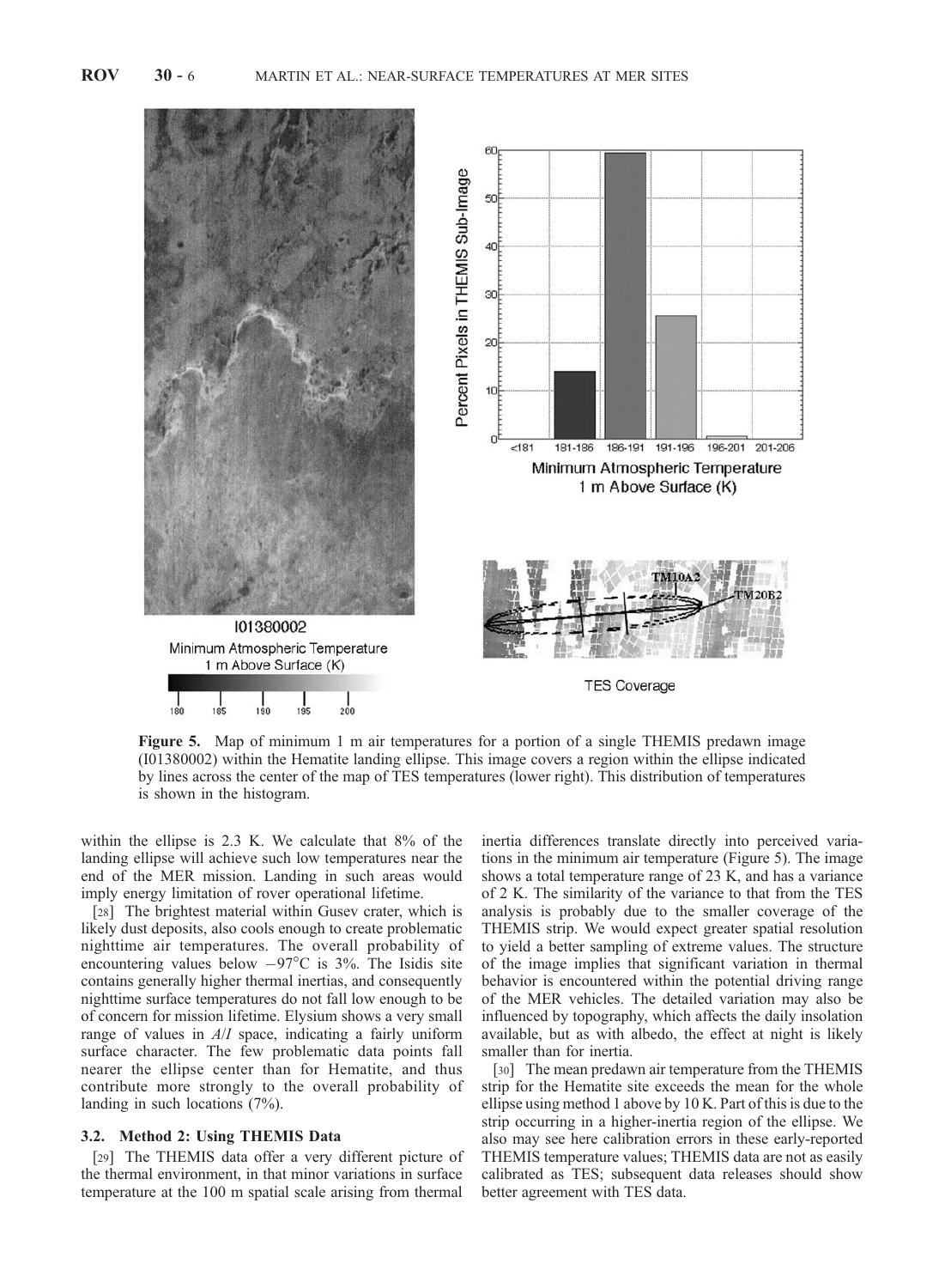**Figure 5.** Map of minimum 1 m air temperatures for a portion of a single THEMIS predawn image (I01380002) within the Hematite landing ellipse. This image covers a region within the ellipse indicated by lines across the center of the map of TES temperatures (lower right). This distribution of temperatures is shown in the histogram.

within the ellipse is 2.3 K. We calculate that 8% of the landing ellipse will achieve such low temperatures near the end of the MER mission. Landing in such areas would imply energy limitation of rover operational lifetime.

[28] The brightest material within Gusev crater, which is likely dust deposits, also cools enough to create problematic nighttime air temperatures. The overall probability of encountering values below −97°C is 3%. The Isidis site contains generally higher thermal inertias, and consequently nighttime surface temperatures do not fall low enough to be of concern for mission lifetime. Elysium shows a very small range of values in *A*/*I* space, indicating a fairly uniform surface character. The few problematic data points fall nearer the ellipse center than for Hematite, and thus contribute more strongly to the overall probability of landing in such locations (7%).

### 3.2. Method 2: Using THEMIS Data

[29] The THEMIS data offer a very different picture of the thermal environment, in that minor variations in surface temperature at the 100 m spatial scale arising from thermal inertia differences translate directly into perceived variations in the minimum air temperature (Figure 5). The image shows a total temperature range of 23 K, and has a variance of 2 K. The similarity of the variance to that from the TES analysis is probably due to the smaller coverage of the THEMIS strip. We would expect greater spatial resolution to yield a better sampling of extreme values. The structure of the image implies that significant variation in thermal behavior is encountered within the potential driving range of the MER vehicles. The detailed variation may also be influenced by topography, which affects the daily insolation available, but as with albedo, the effect at night is likely smaller than for inertia.

[30] The mean predawn air temperature from the THEMIS strip for the Hematite site exceeds the mean for the whole ellipse using method 1 above by 10 K. Part of this is due to the strip occurring in a higher-inertia region of the ellipse. We also may see here calibration errors in these early-reported THEMIS temperature values; THEMIS data are not as easily calibrated as TES; subsequent data releases should show better agreement with TES data.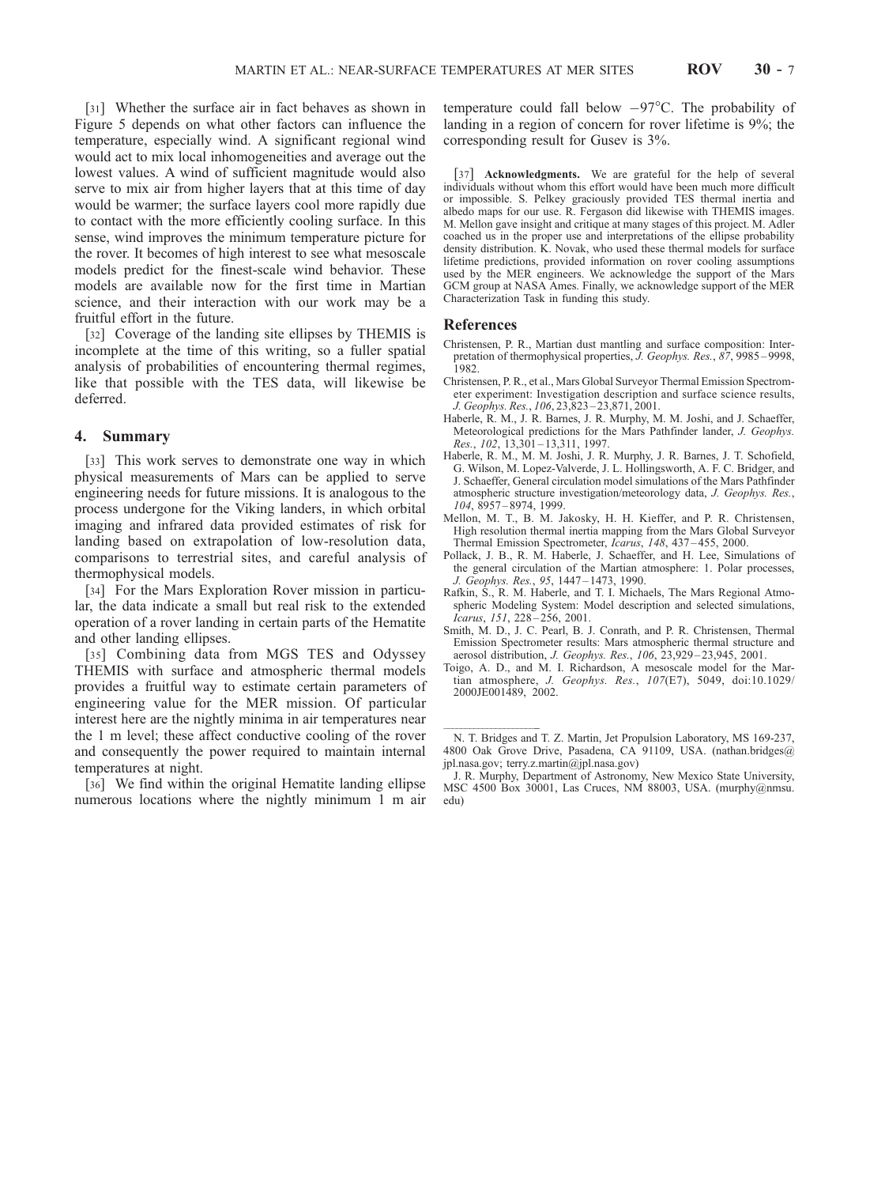[31] Whether the surface air in fact behaves as shown in Figure 5 depends on what other factors can influence the temperature, especially wind. A significant regional wind would act to mix local inhomogeneities and average out the lowest values. A wind of sufficient magnitude would also serve to mix air from higher layers that at this time of day would be warmer; the surface layers cool more rapidly due to contact with the more efficiently cooling surface. In this sense, wind improves the minimum temperature picture for the rover. It becomes of high interest to see what mesoscale models predict for the finest-scale wind behavior. These models are available now for the first time in Martian science, and their interaction with our work may be a fruitful effort in the future.

[32] Coverage of the landing site ellipses by THEMIS is incomplete at the time of this writing, so a fuller spatial analysis of probabilities of encountering thermal regimes, like that possible with the TES data, will likewise be deferred.

## 4. Summary

[33] This work serves to demonstrate one way in which physical measurements of Mars can be applied to serve engineering needs for future missions. It is analogous to the process undergone for the Viking landers, in which orbital imaging and infrared data provided estimates of risk for landing based on extrapolation of low-resolution data, comparisons to terrestrial sites, and careful analysis of thermophysical models.

[34] For the Mars Exploration Rover mission in particular, the data indicate a small but real risk to the extended operation of a rover landing in certain parts of the Hematite and other landing ellipses.

[35] Combining data from MGS TES and Odyssey THEMIS with surface and atmospheric thermal models provides a fruitful way to estimate certain parameters of engineering value for the MER mission. Of particular interest here are the nightly minima in air temperatures near the 1 m level; these affect conductive cooling of the rover and consequently the power required to maintain internal temperatures at night.

[36] We find within the original Hematite landing ellipse numerous locations where the nightly minimum 1 m air temperature could fall below −97°C. The probability of landing in a region of concern for rover lifetime is 9%; the corresponding result for Gusev is 3%.

[37] **Acknowledgments.** We are grateful for the help of several individuals without whom this effort would have been much more difficult or impossible. S. Pelkey graciously provided TES thermal inertia and albedo maps for our use. R. Fergason did likewise with THEMIS images. M. Mellon gave insight and critique at many stages of this project. M. Adler coached us in the proper use and interpretations of the ellipse probability density distribution. K. Novak, who used these thermal models for surface lifetime predictions, provided information on rover cooling assumptions used by the MER engineers. We acknowledge the support of the Mars GCM group at NASA Ames. Finally, we acknowledge support of the MER Characterization Task in funding this study.

## References

Christensen, P. R., Martian dust mantling and surface composition: Interpretation of thermophysical properties, *J. Geophys. Res.*, *87*, 9985–9998, 1982.

Christensen, P. R., et al., Mars Global Surveyor Thermal Emission Spectrometer experiment: Investigation description and surface science results, *J. Geophys. Res.*, *106*, 23,823–23,871, 2001.

Haberle, R. M., J. R. Barnes, J. R. Murphy, M. M. Joshi, and J. Schaeffer, Meteorological predictions for the Mars Pathfinder lander, *J. Geophys. Res.*, *102*, 13,301–13,311, 1997.

Haberle, R. M., M. M. Joshi, J. R. Murphy, J. R. Barnes, J. T. Schofield, G. Wilson, M. Lopez-Valverde, J. L. Hollingsworth, A. F. C. Bridger, and J. Schaeffer, General circulation model simulations of the Mars Pathfinder atmospheric structure investigation/meteorology data, *J. Geophys. Res.*, *104*, 8957–8974, 1999.

Mellon, M. T., B. M. Jakosky, H. H. Kieffer, and P. R. Christensen, High resolution thermal inertia mapping from the Mars Global Surveyor Thermal Emission Spectrometer, *Icarus*, *148*, 437–455, 2000.

Pollack, J. B., R. M. Haberle, J. Schaeffer, and H. Lee, Simulations of the general circulation of the Martian atmosphere: 1. Polar processes, *J. Geophys. Res.*, *95*, 1447–1473, 1990.

Rafkin, S., R. M. Haberle, and T. I. Michaels, The Mars Regional Atmospheric Modeling System: Model description and selected simulations, *Icarus*, *151*, 228–256, 2001.

Smith, M. D., J. C. Pearl, B. J. Conrath, and P. R. Christensen, Thermal Emission Spectrometer results: Mars atmospheric thermal structure and aerosol distribution, *J. Geophys. Res.*, *106*, 23,929–23,945, 2001.

Toigo, A. D., and M. I. Richardson, A mesoscale model for the Martian atmosphere, *J. Geophys. Res.*, *107*(E7), 5049, doi:10.1029/2000JE001489, 2002.

---

N. T. Bridges and T. Z. Martin, Jet Propulsion Laboratory, MS 169-237, 4800 Oak Grove Drive, Pasadena, CA 91109, USA. (nathan.bridges@jpl.nasa.gov; terry.z.martin@jpl.nasa.gov)

J. R. Murphy, Department of Astronomy, New Mexico State University, MSC 4500 Box 30001, Las Cruces, NM 88003, USA. (murphy@nmsu.edu)